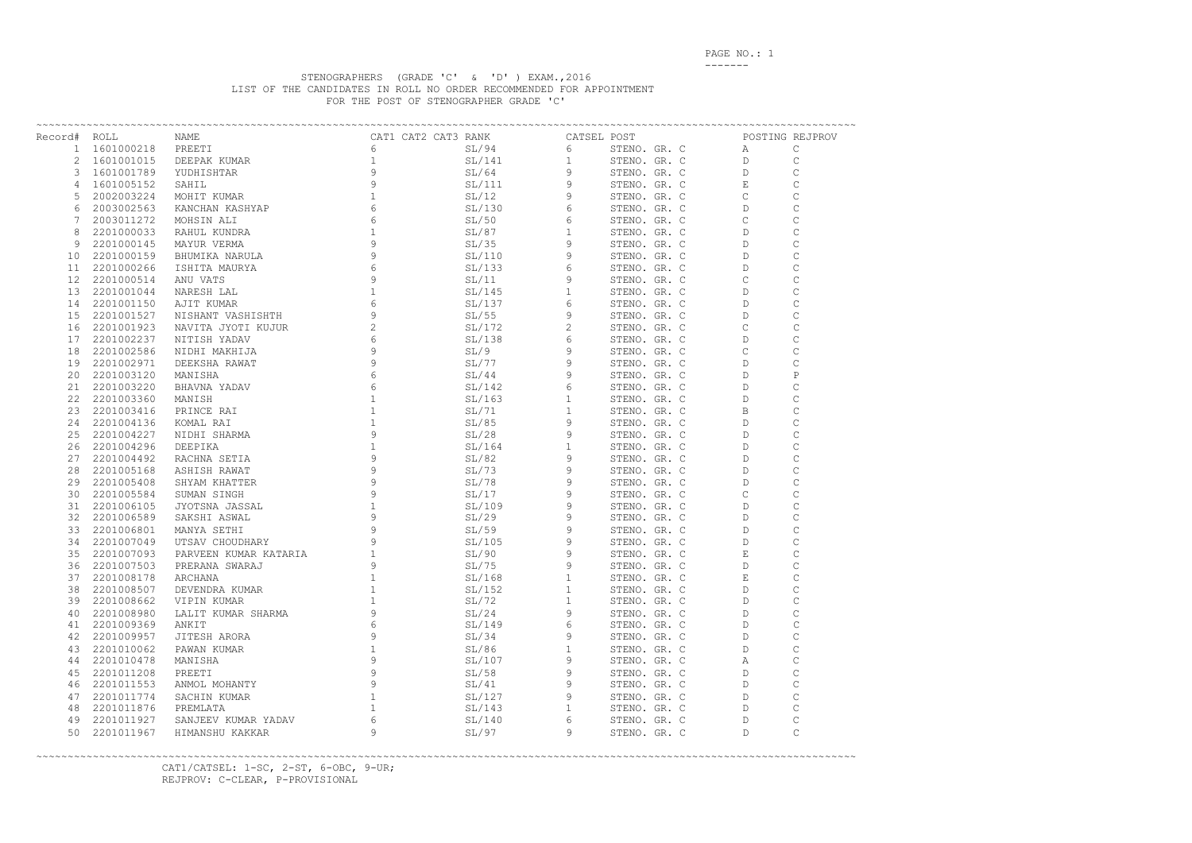STENOGRAPHERS (GRADE 'C' & 'D' ) EXAM.,2016

LIST OF THE CANDIDATES IN ROLL NO ORDER RECOMMENDED FOR APPOINTMENT

FOR THE POST OF STENOGRAPHER GRADE 'C'

| Record# | ROLL | NAME | CAT1 | CAT2 | CAT3 | RANK | CATSEL | POST | POSTING | REJPROV |
|---|---|---|---|---|---|---|---|---|---|---|
| 1 | 1601000218 | PREETI | 6 | | | SL/94 | 6 | STENO. GR. C | A | C |
| 2 | 1601001015 | DEEPAK KUMAR | 1 | | | SL/141 | 1 | STENO. GR. C | D | C |
| 3 | 1601001789 | YUDHISHTAR | 9 | | | SL/64 | 9 | STENO. GR. C | D | C |
| 4 | 1601005152 | SAHIL | 9 | | | SL/111 | 9 | STENO. GR. C | E | C |
| 5 | 2002003224 | MOHIT KUMAR | 1 | | | SL/12 | 9 | STENO. GR. C | C | C |
| 6 | 2003002563 | KANCHAN KASHYAP | 6 | | | SL/130 | 6 | STENO. GR. C | D | C |
| 7 | 2003011272 | MOHSIN ALI | 6 | | | SL/50 | 6 | STENO. GR. C | C | C |
| 8 | 2201000033 | RAHUL KUNDRA | 1 | | | SL/87 | 1 | STENO. GR. C | D | C |
| 9 | 2201000145 | MAYUR VERMA | 9 | | | SL/35 | 9 | STENO. GR. C | D | C |
| 10 | 2201000159 | BHUMIKA NARULA | 9 | | | SL/110 | 9 | STENO. GR. C | D | C |
| 11 | 2201000266 | ISHITA MAURYA | 6 | | | SL/133 | 6 | STENO. GR. C | D | C |
| 12 | 2201000514 | ANU VATS | 9 | | | SL/11 | 9 | STENO. GR. C | C | C |
| 13 | 2201001044 | NARESH LAL | 1 | | | SL/145 | 1 | STENO. GR. C | D | C |
| 14 | 2201001150 | AJIT KUMAR | 6 | | | SL/137 | 6 | STENO. GR. C | D | C |
| 15 | 2201001527 | NISHANT VASHISHTH | 9 | | | SL/55 | 9 | STENO. GR. C | D | C |
| 16 | 2201001923 | NAVITA JYOTI KUJUR | 2 | | | SL/172 | 2 | STENO. GR. C | C | C |
| 17 | 2201002237 | NITISH YADAV | 6 | | | SL/138 | 6 | STENO. GR. C | D | C |
| 18 | 2201002586 | NIDHI MAKHIJA | 9 | | | SL/9 | 9 | STENO. GR. C | C | C |
| 19 | 2201002971 | DEEKSHA RAWAT | 9 | | | SL/77 | 9 | STENO. GR. C | D | C |
| 20 | 2201003120 | MANISHA | 6 | | | SL/44 | 9 | STENO. GR. C | D | P |
| 21 | 2201003220 | BHAVNA YADAV | 6 | | | SL/142 | 6 | STENO. GR. C | D | C |
| 22 | 2201003360 | MANISH | 1 | | | SL/163 | 1 | STENO. GR. C | D | C |
| 23 | 2201003416 | PRINCE RAI | 1 | | | SL/71 | 1 | STENO. GR. C | B | C |
| 24 | 2201004136 | KOMAL RAI | 1 | | | SL/85 | 9 | STENO. GR. C | D | C |
| 25 | 2201004227 | NIDHI SHARMA | 9 | | | SL/28 | 9 | STENO. GR. C | D | C |
| 26 | 2201004296 | DEEPIKA | 1 | | | SL/164 | 1 | STENO. GR. C | D | C |
| 27 | 2201004492 | RACHNA SETIA | 9 | | | SL/82 | 9 | STENO. GR. C | D | C |
| 28 | 2201005168 | ASHISH RAWAT | 9 | | | SL/73 | 9 | STENO. GR. C | D | C |
| 29 | 2201005408 | SHYAM KHATTER | 9 | | | SL/78 | 9 | STENO. GR. C | D | C |
| 30 | 2201005584 | SUMAN SINGH | 9 | | | SL/17 | 9 | STENO. GR. C | C | C |
| 31 | 2201006105 | JYOTSNA JASSAL | 1 | | | SL/109 | 9 | STENO. GR. C | D | C |
| 32 | 2201006589 | SAKSHI ASWAL | 9 | | | SL/29 | 9 | STENO. GR. C | D | C |
| 33 | 2201006801 | MANYA SETHI | 9 | | | SL/59 | 9 | STENO. GR. C | D | C |
| 34 | 2201007049 | UTSAV CHOUDHARY | 9 | | | SL/105 | 9 | STENO. GR. C | D | C |
| 35 | 2201007093 | PARVEEN KUMAR KATARIA | 1 | | | SL/90 | 9 | STENO. GR. C | E | C |
| 36 | 2201007503 | PRERANA SWARAJ | 9 | | | SL/75 | 9 | STENO. GR. C | D | C |
| 37 | 2201008178 | ARCHANA | 1 | | | SL/168 | 1 | STENO. GR. C | E | C |
| 38 | 2201008507 | DEVENDRA KUMAR | 1 | | | SL/152 | 1 | STENO. GR. C | D | C |
| 39 | 2201008662 | VIPIN KUMAR | 1 | | | SL/72 | 1 | STENO. GR. C | D | C |
| 40 | 2201008980 | LALIT KUMAR SHARMA | 9 | | | SL/24 | 9 | STENO. GR. C | D | C |
| 41 | 2201009369 | ANKIT | 6 | | | SL/149 | 6 | STENO. GR. C | D | C |
| 42 | 2201009957 | JITESH ARORA | 9 | | | SL/34 | 9 | STENO. GR. C | D | C |
| 43 | 2201010062 | PAWAN KUMAR | 1 | | | SL/86 | 1 | STENO. GR. C | D | C |
| 44 | 2201010478 | MANISHA | 9 | | | SL/107 | 9 | STENO. GR. C | A | C |
| 45 | 2201011208 | PREETI | 9 | | | SL/58 | 9 | STENO. GR. C | D | C |
| 46 | 2201011553 | ANMOL MOHANTY | 9 | | | SL/41 | 9 | STENO. GR. C | D | C |
| 47 | 2201011774 | SACHIN KUMAR | 1 | | | SL/127 | 9 | STENO. GR. C | D | C |
| 48 | 2201011876 | PREMLATA | 1 | | | SL/143 | 1 | STENO. GR. C | D | C |
| 49 | 2201011927 | SANJEEV KUMAR YADAV | 6 | | | SL/140 | 6 | STENO. GR. C | D | C |
| 50 | 2201011967 | HIMANSHU KAKKAR | 9 | | | SL/97 | 9 | STENO. GR. C | D | C |

CAT1/CATSEL: 1-SC, 2-ST, 6-OBC, 9-UR;

REJPROV: C-CLEAR, P-PROVISIONAL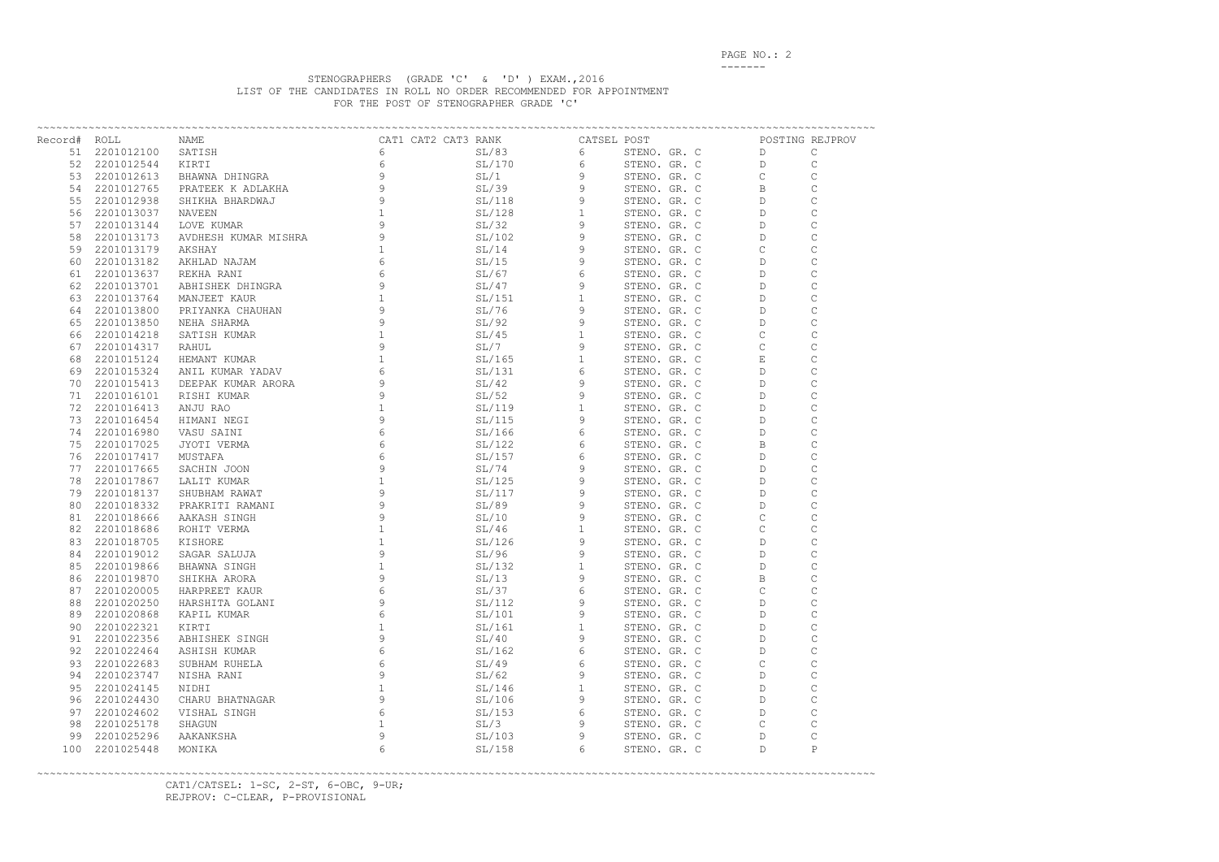STENOGRAPHERS (GRADE 'C' & 'D' ) EXAM.,2016

LIST OF THE CANDIDATES IN ROLL NO ORDER RECOMMENDED FOR APPOINTMENT

FOR THE POST OF STENOGRAPHER GRADE 'C'

| Record# | ROLL | NAME | CAT1 | CAT2 | CAT3 | RANK | CATSEL | POST | POSTING | REJPROV |
|---|---|---|---|---|---|---|---|---|---|---|
| 51 | 2201012100 | SATISH | 6 | | | SL/83 | 6 | STENO. GR. C | D | C |
| 52 | 2201012544 | KIRTI | 6 | | | SL/170 | 6 | STENO. GR. C | D | C |
| 53 | 2201012613 | BHAWNA DHINGRA | 9 | | | SL/1 | 9 | STENO. GR. C | C | C |
| 54 | 2201012765 | PRATEEK K ADLAKHA | 9 | | | SL/39 | 9 | STENO. GR. C | B | C |
| 55 | 2201012938 | SHIKHA BHARDWAJ | 9 | | | SL/118 | 9 | STENO. GR. C | D | C |
| 56 | 2201013037 | NAVEEN | 1 | | | SL/128 | 1 | STENO. GR. C | D | C |
| 57 | 2201013144 | LOVE KUMAR | 9 | | | SL/32 | 9 | STENO. GR. C | D | C |
| 58 | 2201013173 | AVDHESH KUMAR MISHRA | 9 | | | SL/102 | 9 | STENO. GR. C | D | C |
| 59 | 2201013179 | AKSHAY | 1 | | | SL/14 | 9 | STENO. GR. C | C | C |
| 60 | 2201013182 | AKHLAD NAJAM | 6 | | | SL/15 | 9 | STENO. GR. C | D | C |
| 61 | 2201013637 | REKHA RANI | 6 | | | SL/67 | 6 | STENO. GR. C | D | C |
| 62 | 2201013701 | ABHISHEK DHINGRA | 9 | | | SL/47 | 9 | STENO. GR. C | D | C |
| 63 | 2201013764 | MANJEET KAUR | 1 | | | SL/151 | 1 | STENO. GR. C | D | C |
| 64 | 2201013800 | PRIYANKA CHAUHAN | 9 | | | SL/76 | 9 | STENO. GR. C | D | C |
| 65 | 2201013850 | NEHA SHARMA | 9 | | | SL/92 | 9 | STENO. GR. C | D | C |
| 66 | 2201014218 | SATISH KUMAR | 1 | | | SL/45 | 1 | STENO. GR. C | C | C |
| 67 | 2201014317 | RAHUL | 9 | | | SL/7 | 9 | STENO. GR. C | C | C |
| 68 | 2201015124 | HEMANT KUMAR | 1 | | | SL/165 | 1 | STENO. GR. C | E | C |
| 69 | 2201015324 | ANIL KUMAR YADAV | 6 | | | SL/131 | 6 | STENO. GR. C | D | C |
| 70 | 2201015413 | DEEPAK KUMAR ARORA | 9 | | | SL/42 | 9 | STENO. GR. C | D | C |
| 71 | 2201016101 | RISHI KUMAR | 9 | | | SL/52 | 9 | STENO. GR. C | D | C |
| 72 | 2201016413 | ANJU RAO | 1 | | | SL/119 | 1 | STENO. GR. C | D | C |
| 73 | 2201016454 | HIMANI NEGI | 9 | | | SL/115 | 9 | STENO. GR. C | D | C |
| 74 | 2201016980 | VASU SAINI | 6 | | | SL/166 | 6 | STENO. GR. C | D | C |
| 75 | 2201017025 | JYOTI VERMA | 6 | | | SL/122 | 6 | STENO. GR. C | B | C |
| 76 | 2201017417 | MUSTAFA | 6 | | | SL/157 | 6 | STENO. GR. C | D | C |
| 77 | 2201017665 | SACHIN JOON | 9 | | | SL/74 | 9 | STENO. GR. C | D | C |
| 78 | 2201017867 | LALIT KUMAR | 1 | | | SL/125 | 9 | STENO. GR. C | D | C |
| 79 | 2201018137 | SHUBHAM RAWAT | 9 | | | SL/117 | 9 | STENO. GR. C | D | C |
| 80 | 2201018332 | PRAKRITI RAMANI | 9 | | | SL/89 | 9 | STENO. GR. C | D | C |
| 81 | 2201018666 | AAKASH SINGH | 9 | | | SL/10 | 9 | STENO. GR. C | C | C |
| 82 | 2201018686 | ROHIT VERMA | 1 | | | SL/46 | 1 | STENO. GR. C | C | C |
| 83 | 2201018705 | KISHORE | 1 | | | SL/126 | 9 | STENO. GR. C | D | C |
| 84 | 2201019012 | SAGAR SALUJA | 9 | | | SL/96 | 9 | STENO. GR. C | D | C |
| 85 | 2201019866 | BHAWNA SINGH | 1 | | | SL/132 | 1 | STENO. GR. C | D | C |
| 86 | 2201019870 | SHIKHA ARORA | 9 | | | SL/13 | 9 | STENO. GR. C | B | C |
| 87 | 2201020005 | HARPREET KAUR | 6 | | | SL/37 | 6 | STENO. GR. C | C | C |
| 88 | 2201020250 | HARSHITA GOLANI | 9 | | | SL/112 | 9 | STENO. GR. C | D | C |
| 89 | 2201020868 | KAPIL KUMAR | 6 | | | SL/101 | 9 | STENO. GR. C | D | C |
| 90 | 2201022321 | KIRTI | 1 | | | SL/161 | 1 | STENO. GR. C | D | C |
| 91 | 2201022356 | ABHISHEK SINGH | 9 | | | SL/40 | 9 | STENO. GR. C | D | C |
| 92 | 2201022464 | ASHISH KUMAR | 6 | | | SL/162 | 6 | STENO. GR. C | D | C |
| 93 | 2201022683 | SUBHAM RUHELA | 6 | | | SL/49 | 6 | STENO. GR. C | C | C |
| 94 | 2201023747 | NISHA RANI | 9 | | | SL/62 | 9 | STENO. GR. C | D | C |
| 95 | 2201024145 | NIDHI | 1 | | | SL/146 | 1 | STENO. GR. C | D | C |
| 96 | 2201024430 | CHARU BHATNAGAR | 9 | | | SL/106 | 9 | STENO. GR. C | D | C |
| 97 | 2201024602 | VISHAL SINGH | 6 | | | SL/153 | 6 | STENO. GR. C | D | C |
| 98 | 2201025178 | SHAGUN | 1 | | | SL/3 | 9 | STENO. GR. C | C | C |
| 99 | 2201025296 | AAKANKSHA | 9 | | | SL/103 | 9 | STENO. GR. C | D | C |
| 100 | 2201025448 | MONIKA | 6 | | | SL/158 | 6 | STENO. GR. C | D | P |

CAT1/CATSEL: 1-SC, 2-ST, 6-OBC, 9-UR;

REJPROV: C-CLEAR, P-PROVISIONAL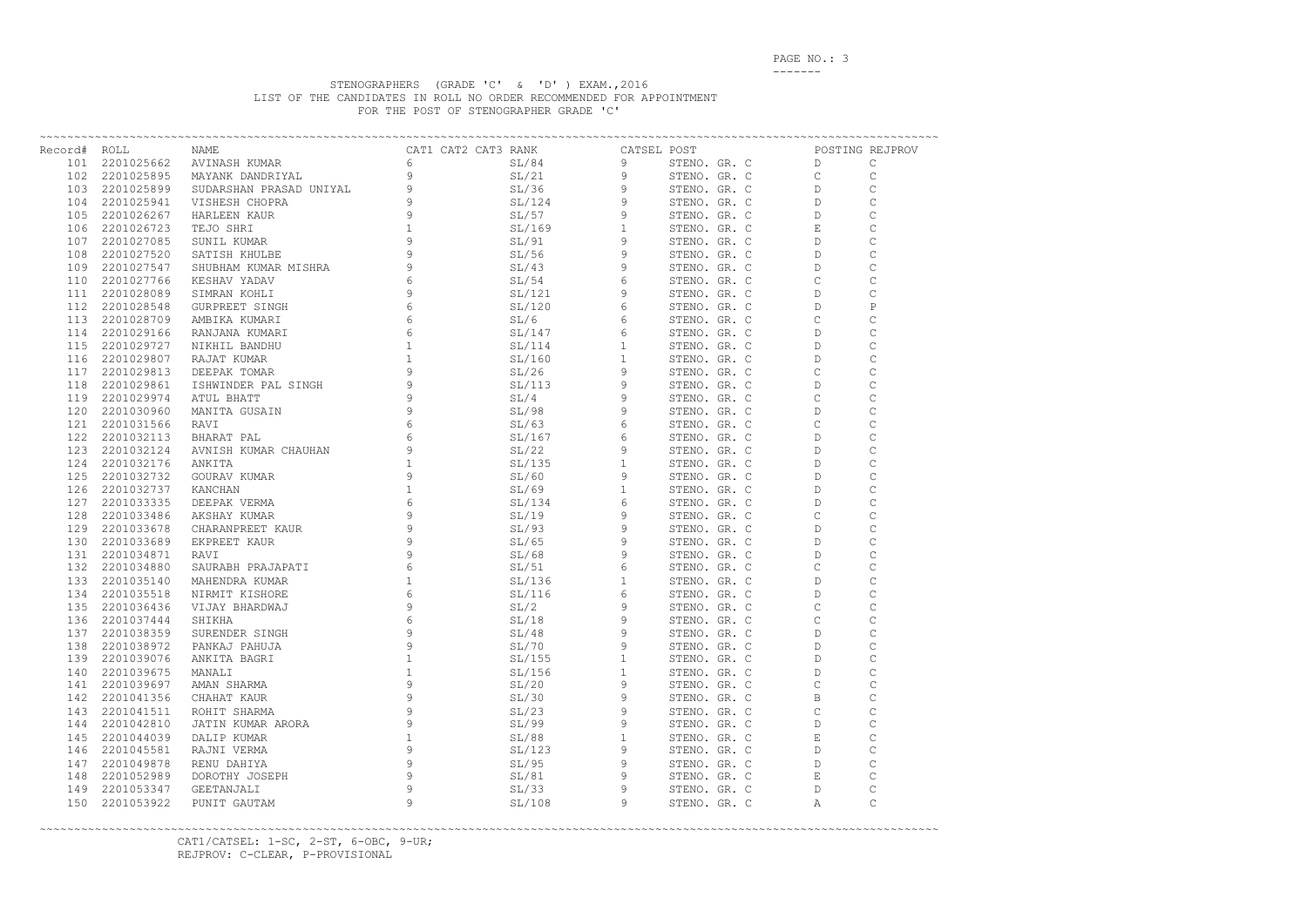STENOGRAPHERS (GRADE 'C' & 'D' ) EXAM.,2016

LIST OF THE CANDIDATES IN ROLL NO ORDER RECOMMENDED FOR APPOINTMENT

FOR THE POST OF STENOGRAPHER GRADE 'C'

| Record# | ROLL | NAME | CAT1 | CAT2 | CAT3 | RANK | CATSEL | POST | POSTING | REJPROV |
|---|---|---|---|---|---|---|---|---|---|---|
| 101 | 2201025662 | AVINASH KUMAR | 6 | | | SL/84 | 9 | STENO. GR. C | D | C |
| 102 | 2201025895 | MAYANK DANDRIYAL | 9 | | | SL/21 | 9 | STENO. GR. C | C | C |
| 103 | 2201025899 | SUDARSHAN PRASAD UNIYAL | 9 | | | SL/36 | 9 | STENO. GR. C | D | C |
| 104 | 2201025941 | VISHESH CHOPRA | 9 | | | SL/124 | 9 | STENO. GR. C | D | C |
| 105 | 2201026267 | HARLEEN KAUR | 9 | | | SL/57 | 9 | STENO. GR. C | D | C |
| 106 | 2201026723 | TEJO SHRI | 1 | | | SL/169 | 1 | STENO. GR. C | E | C |
| 107 | 2201027085 | SUNIL KUMAR | 9 | | | SL/91 | 9 | STENO. GR. C | D | C |
| 108 | 2201027520 | SATISH KHULBE | 9 | | | SL/56 | 9 | STENO. GR. C | D | C |
| 109 | 2201027547 | SHUBHAM KUMAR MISHRA | 9 | | | SL/43 | 9 | STENO. GR. C | D | C |
| 110 | 2201027766 | KESHAV YADAV | 6 | | | SL/54 | 6 | STENO. GR. C | C | C |
| 111 | 2201028089 | SIMRAN KOHLI | 9 | | | SL/121 | 9 | STENO. GR. C | D | C |
| 112 | 2201028548 | GURPREET SINGH | 6 | | | SL/120 | 6 | STENO. GR. C | D | P |
| 113 | 2201028709 | AMBIKA KUMARI | 6 | | | SL/6 | 6 | STENO. GR. C | C | C |
| 114 | 2201029166 | RANJANA KUMARI | 6 | | | SL/147 | 6 | STENO. GR. C | D | C |
| 115 | 2201029727 | NIKHIL BANDHU | 1 | | | SL/114 | 1 | STENO. GR. C | D | C |
| 116 | 2201029807 | RAJAT KUMAR | 1 | | | SL/160 | 1 | STENO. GR. C | D | C |
| 117 | 2201029813 | DEEPAK TOMAR | 9 | | | SL/26 | 9 | STENO. GR. C | C | C |
| 118 | 2201029861 | ISHWINDER PAL SINGH | 9 | | | SL/113 | 9 | STENO. GR. C | D | C |
| 119 | 2201029974 | ATUL BHATT | 9 | | | SL/4 | 9 | STENO. GR. C | C | C |
| 120 | 2201030960 | MANITA GUSAIN | 9 | | | SL/98 | 9 | STENO. GR. C | D | C |
| 121 | 2201031566 | RAVI | 6 | | | SL/63 | 6 | STENO. GR. C | C | C |
| 122 | 2201032113 | BHARAT PAL | 6 | | | SL/167 | 6 | STENO. GR. C | D | C |
| 123 | 2201032124 | AVNISH KUMAR CHAUHAN | 9 | | | SL/22 | 9 | STENO. GR. C | D | C |
| 124 | 2201032176 | ANKITA | 1 | | | SL/135 | 1 | STENO. GR. C | D | C |
| 125 | 2201032732 | GOURAV KUMAR | 9 | | | SL/60 | 9 | STENO. GR. C | D | C |
| 126 | 2201032737 | KANCHAN | 1 | | | SL/69 | 1 | STENO. GR. C | D | C |
| 127 | 2201033335 | DEEPAK VERMA | 6 | | | SL/134 | 6 | STENO. GR. C | D | C |
| 128 | 2201033486 | AKSHAY KUMAR | 9 | | | SL/19 | 9 | STENO. GR. C | C | C |
| 129 | 2201033678 | CHARANPREET KAUR | 9 | | | SL/93 | 9 | STENO. GR. C | D | C |
| 130 | 2201033689 | EKPREET KAUR | 9 | | | SL/65 | 9 | STENO. GR. C | D | C |
| 131 | 2201034871 | RAVI | 9 | | | SL/68 | 9 | STENO. GR. C | D | C |
| 132 | 2201034880 | SAURABH PRAJAPATI | 6 | | | SL/51 | 6 | STENO. GR. C | C | C |
| 133 | 2201035140 | MAHENDRA KUMAR | 1 | | | SL/136 | 1 | STENO. GR. C | D | C |
| 134 | 2201035518 | NIRMIT KISHORE | 6 | | | SL/116 | 6 | STENO. GR. C | D | C |
| 135 | 2201036436 | VIJAY BHARDWAJ | 9 | | | SL/2 | 9 | STENO. GR. C | C | C |
| 136 | 2201037444 | SHIKHA | 6 | | | SL/18 | 9 | STENO. GR. C | C | C |
| 137 | 2201038359 | SURENDER SINGH | 9 | | | SL/48 | 9 | STENO. GR. C | D | C |
| 138 | 2201038972 | PANKAJ PAHUJA | 9 | | | SL/70 | 9 | STENO. GR. C | D | C |
| 139 | 2201039076 | ANKITA BAGRI | 1 | | | SL/155 | 1 | STENO. GR. C | D | C |
| 140 | 2201039675 | MANALI | 1 | | | SL/156 | 1 | STENO. GR. C | D | C |
| 141 | 2201039697 | AMAN SHARMA | 9 | | | SL/20 | 9 | STENO. GR. C | C | C |
| 142 | 2201041356 | CHAHAT KAUR | 9 | | | SL/30 | 9 | STENO. GR. C | B | C |
| 143 | 2201041511 | ROHIT SHARMA | 9 | | | SL/23 | 9 | STENO. GR. C | C | C |
| 144 | 2201042810 | JATIN KUMAR ARORA | 9 | | | SL/99 | 9 | STENO. GR. C | D | C |
| 145 | 2201044039 | DALIP KUMAR | 1 | | | SL/88 | 1 | STENO. GR. C | E | C |
| 146 | 2201045581 | RAJNI VERMA | 9 | | | SL/123 | 9 | STENO. GR. C | D | C |
| 147 | 2201049878 | RENU DAHIYA | 9 | | | SL/95 | 9 | STENO. GR. C | D | C |
| 148 | 2201052989 | DOROTHY JOSEPH | 9 | | | SL/81 | 9 | STENO. GR. C | E | C |
| 149 | 2201053347 | GEETANJALI | 9 | | | SL/33 | 9 | STENO. GR. C | D | C |
| 150 | 2201053922 | PUNIT GAUTAM | 9 | | | SL/108 | 9 | STENO. GR. C | A | C |

CAT1/CATSEL: 1-SC, 2-ST, 6-OBC, 9-UR;
REJPROV: C-CLEAR, P-PROVISIONAL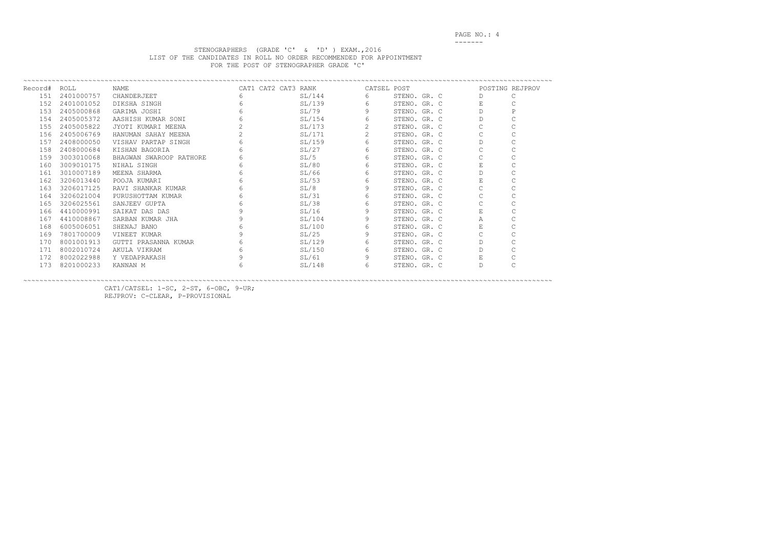STENOGRAPHERS (GRADE 'C' & 'D' ) EXAM.,2016

LIST OF THE CANDIDATES IN ROLL NO ORDER RECOMMENDED FOR APPOINTMENT

FOR THE POST OF STENOGRAPHER GRADE 'C'

| Record# | ROLL | NAME | CAT1 | CAT2 | CAT3 | RANK | CATSEL | POST | POSTING | REJPROV |
|---|---|---|---|---|---|---|---|---|---|---|
| 151 | 2401000757 | CHANDERJEET | 6 | | | SL/144 | 6 | STENO. GR. C | D | C |
| 152 | 2401001052 | DIKSHA SINGH | 6 | | | SL/139 | 6 | STENO. GR. C | E | C |
| 153 | 2405000868 | GARIMA JOSHI | 6 | | | SL/79 | 9 | STENO. GR. C | D | P |
| 154 | 2405005372 | AASHISH KUMAR SONI | 6 | | | SL/154 | 6 | STENO. GR. C | D | C |
| 155 | 2405005822 | JYOTI KUMARI MEENA | 2 | | | SL/173 | 2 | STENO. GR. C | C | C |
| 156 | 2405006769 | HANUMAN SAHAY MEENA | 2 | | | SL/171 | 2 | STENO. GR. C | C | C |
| 157 | 2408000050 | VISHAV PARTAP SINGH | 6 | | | SL/159 | 6 | STENO. GR. C | D | C |
| 158 | 2408000684 | KISHAN BAGORIA | 6 | | | SL/27 | 6 | STENO. GR. C | C | C |
| 159 | 3003010068 | BHAGWAN SWAROOP RATHORE | 6 | | | SL/5 | 6 | STENO. GR. C | C | C |
| 160 | 3009010175 | NIHAL SINGH | 6 | | | SL/80 | 6 | STENO. GR. C | E | C |
| 161 | 3010007189 | MEENA SHARMA | 6 | | | SL/66 | 6 | STENO. GR. C | D | C |
| 162 | 3206013440 | POOJA KUMARI | 6 | | | SL/53 | 6 | STENO. GR. C | E | C |
| 163 | 3206017125 | RAVI SHANKAR KUMAR | 6 | | | SL/8 | 9 | STENO. GR. C | C | C |
| 164 | 3206021004 | PURUSHOTTAM KUMAR | 6 | | | SL/31 | 6 | STENO. GR. C | C | C |
| 165 | 3206025561 | SANJEEV GUPTA | 6 | | | SL/38 | 6 | STENO. GR. C | C | C |
| 166 | 4410000991 | SAIKAT DAS DAS | 9 | | | SL/16 | 9 | STENO. GR. C | E | C |
| 167 | 4410008867 | SARBAN KUMAR JHA | 9 | | | SL/104 | 9 | STENO. GR. C | A | C |
| 168 | 6005006051 | SHENAJ BANO | 6 | | | SL/100 | 6 | STENO. GR. C | E | C |
| 169 | 7801700009 | VINEET KUMAR | 9 | | | SL/25 | 9 | STENO. GR. C | C | C |
| 170 | 8001001913 | GUTTI PRASANNA KUMAR | 6 | | | SL/129 | 6 | STENO. GR. C | D | C |
| 171 | 8002010724 | AKULA VIKRAM | 6 | | | SL/150 | 6 | STENO. GR. C | D | C |
| 172 | 8002022988 | Y VEDAPRAKASH | 9 | | | SL/61 | 9 | STENO. GR. C | E | C |
| 173 | 8201000233 | KANNAN M | 6 | | | SL/148 | 6 | STENO. GR. C | D | C |

CAT1/CATSEL: 1-SC, 2-ST, 6-OBC, 9-UR;

REJPROV: C-CLEAR, P-PROVISIONAL